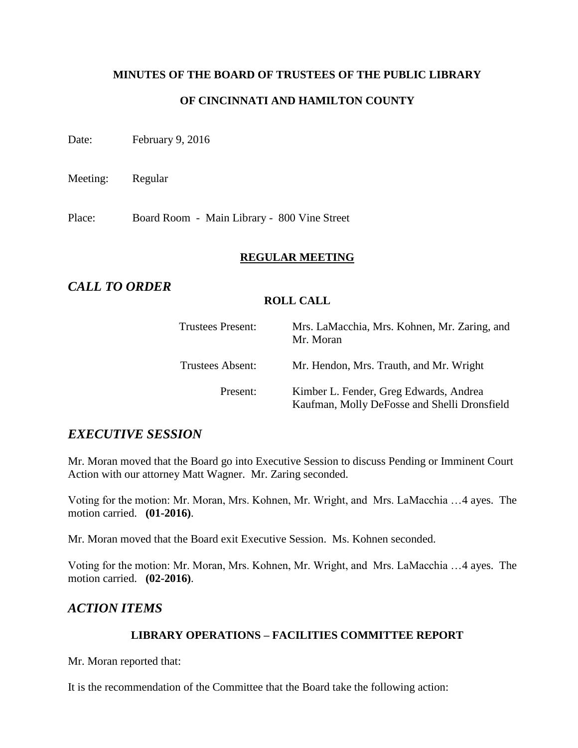**MINUTES OF THE BOARD OF TRUSTEES OF THE PUBLIC LIBRARY**

**OF CINCINNATI AND HAMILTON COUNTY**

Date: February 9, 2016

Meeting: Regular

Place: Board Room - Main Library - 800 Vine Street

**REGULAR MEETING**

## *CALL TO ORDER*

**ROLL CALL**

| | |
|---|---|
| Trustees Present: | Mrs. LaMacchia, Mrs. Kohnen, Mr. Zaring, and Mr. Moran |
| Trustees Absent: | Mr. Hendon, Mrs. Trauth, and Mr. Wright |
| Present: | Kimber L. Fender, Greg Edwards, Andrea Kaufman, Molly DeFosse and Shelli Dronsfield |

## *EXECUTIVE SESSION*

Mr. Moran moved that the Board go into Executive Session to discuss Pending or Imminent Court Action with our attorney Matt Wagner. Mr. Zaring seconded.

Voting for the motion: Mr. Moran, Mrs. Kohnen, Mr. Wright, and Mrs. LaMacchia …4 ayes. The motion carried. **(01-2016)**.

Mr. Moran moved that the Board exit Executive Session. Ms. Kohnen seconded.

Voting for the motion: Mr. Moran, Mrs. Kohnen, Mr. Wright, and Mrs. LaMacchia …4 ayes. The motion carried. **(02-2016)**.

## *ACTION ITEMS*

**LIBRARY OPERATIONS – FACILITIES COMMITTEE REPORT**

Mr. Moran reported that:

It is the recommendation of the Committee that the Board take the following action: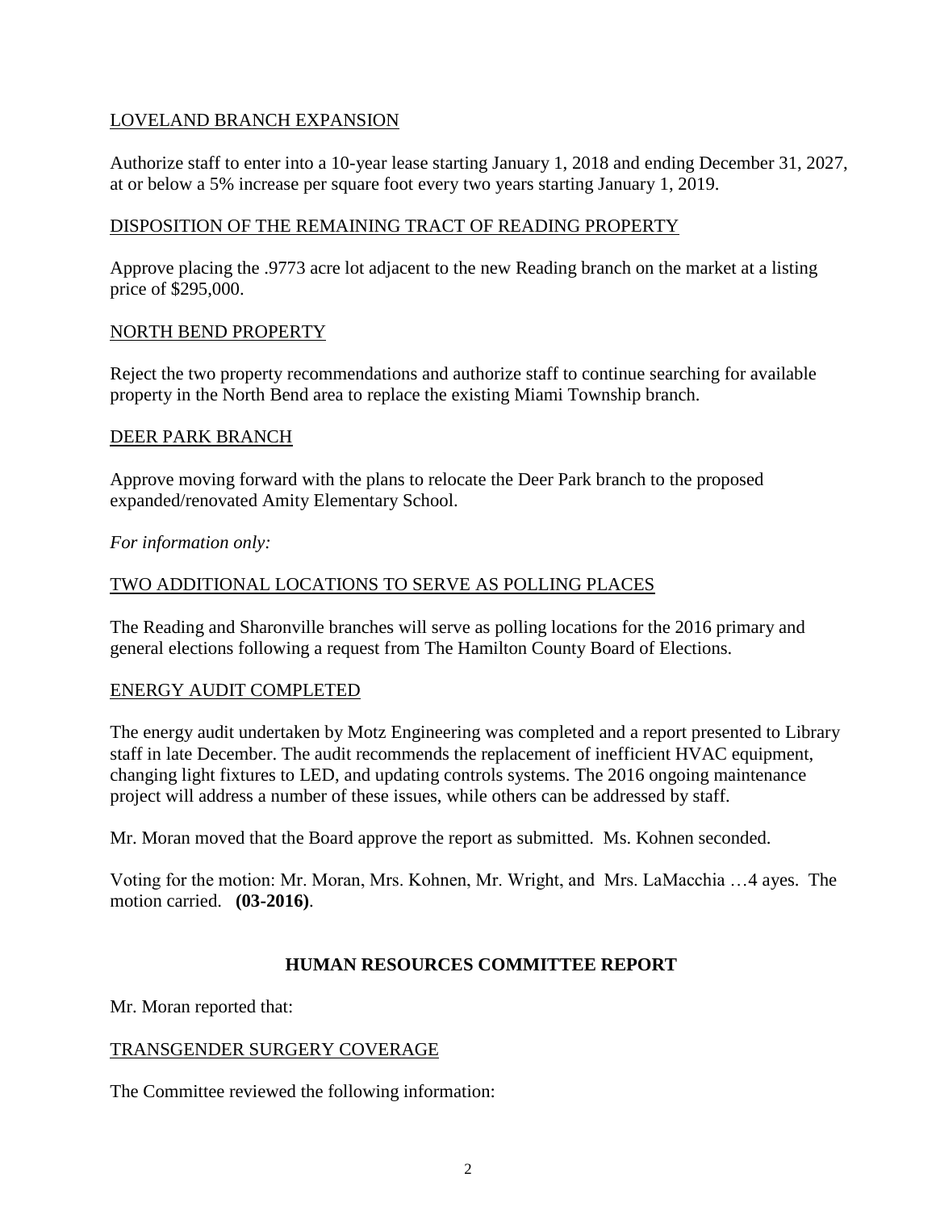LOVELAND BRANCH EXPANSION

Authorize staff to enter into a 10-year lease starting January 1, 2018 and ending December 31, 2027, at or below a 5% increase per square foot every two years starting January 1, 2019.

DISPOSITION OF THE REMAINING TRACT OF READING PROPERTY

Approve placing the .9773 acre lot adjacent to the new Reading branch on the market at a listing price of $295,000.

NORTH BEND PROPERTY

Reject the two property recommendations and authorize staff to continue searching for available property in the North Bend area to replace the existing Miami Township branch.

DEER PARK BRANCH

Approve moving forward with the plans to relocate the Deer Park branch to the proposed expanded/renovated Amity Elementary School.

*For information only:*

TWO ADDITIONAL LOCATIONS TO SERVE AS POLLING PLACES

The Reading and Sharonville branches will serve as polling locations for the 2016 primary and general elections following a request from The Hamilton County Board of Elections.

ENERGY AUDIT COMPLETED

The energy audit undertaken by Motz Engineering was completed and a report presented to Library staff in late December. The audit recommends the replacement of inefficient HVAC equipment, changing light fixtures to LED, and updating controls systems. The 2016 ongoing maintenance project will address a number of these issues, while others can be addressed by staff.

Mr. Moran moved that the Board approve the report as submitted. Ms. Kohnen seconded.

Voting for the motion: Mr. Moran, Mrs. Kohnen, Mr. Wright, and Mrs. LaMacchia …4 ayes. The motion carried. **(03-2016)**.

## HUMAN RESOURCES COMMITTEE REPORT

Mr. Moran reported that:

TRANSGENDER SURGERY COVERAGE

The Committee reviewed the following information: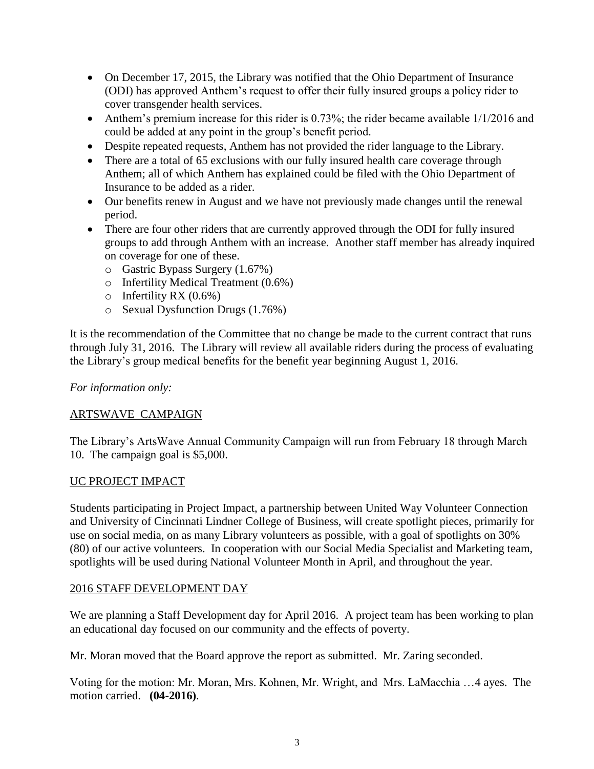- On December 17, 2015, the Library was notified that the Ohio Department of Insurance (ODI) has approved Anthem's request to offer their fully insured groups a policy rider to cover transgender health services.
- Anthem's premium increase for this rider is 0.73%; the rider became available 1/1/2016 and could be added at any point in the group's benefit period.
- Despite repeated requests, Anthem has not provided the rider language to the Library.
- There are a total of 65 exclusions with our fully insured health care coverage through Anthem; all of which Anthem has explained could be filed with the Ohio Department of Insurance to be added as a rider.
- Our benefits renew in August and we have not previously made changes until the renewal period.
- There are four other riders that are currently approved through the ODI for fully insured groups to add through Anthem with an increase. Another staff member has already inquired on coverage for one of these.
  - Gastric Bypass Surgery (1.67%)
  - Infertility Medical Treatment (0.6%)
  - Infertility RX (0.6%)
  - Sexual Dysfunction Drugs (1.76%)

It is the recommendation of the Committee that no change be made to the current contract that runs through July 31, 2016. The Library will review all available riders during the process of evaluating the Library's group medical benefits for the benefit year beginning August 1, 2016.

*For information only:*

ARTSWAVE CAMPAIGN

The Library's ArtsWave Annual Community Campaign will run from February 18 through March 10. The campaign goal is $5,000.

UC PROJECT IMPACT

Students participating in Project Impact, a partnership between United Way Volunteer Connection and University of Cincinnati Lindner College of Business, will create spotlight pieces, primarily for use on social media, on as many Library volunteers as possible, with a goal of spotlights on 30% (80) of our active volunteers. In cooperation with our Social Media Specialist and Marketing team, spotlights will be used during National Volunteer Month in April, and throughout the year.

2016 STAFF DEVELOPMENT DAY

We are planning a Staff Development day for April 2016. A project team has been working to plan an educational day focused on our community and the effects of poverty.

Mr. Moran moved that the Board approve the report as submitted. Mr. Zaring seconded.

Voting for the motion: Mr. Moran, Mrs. Kohnen, Mr. Wright, and Mrs. LaMacchia …4 ayes. The motion carried. **(04-2016)**.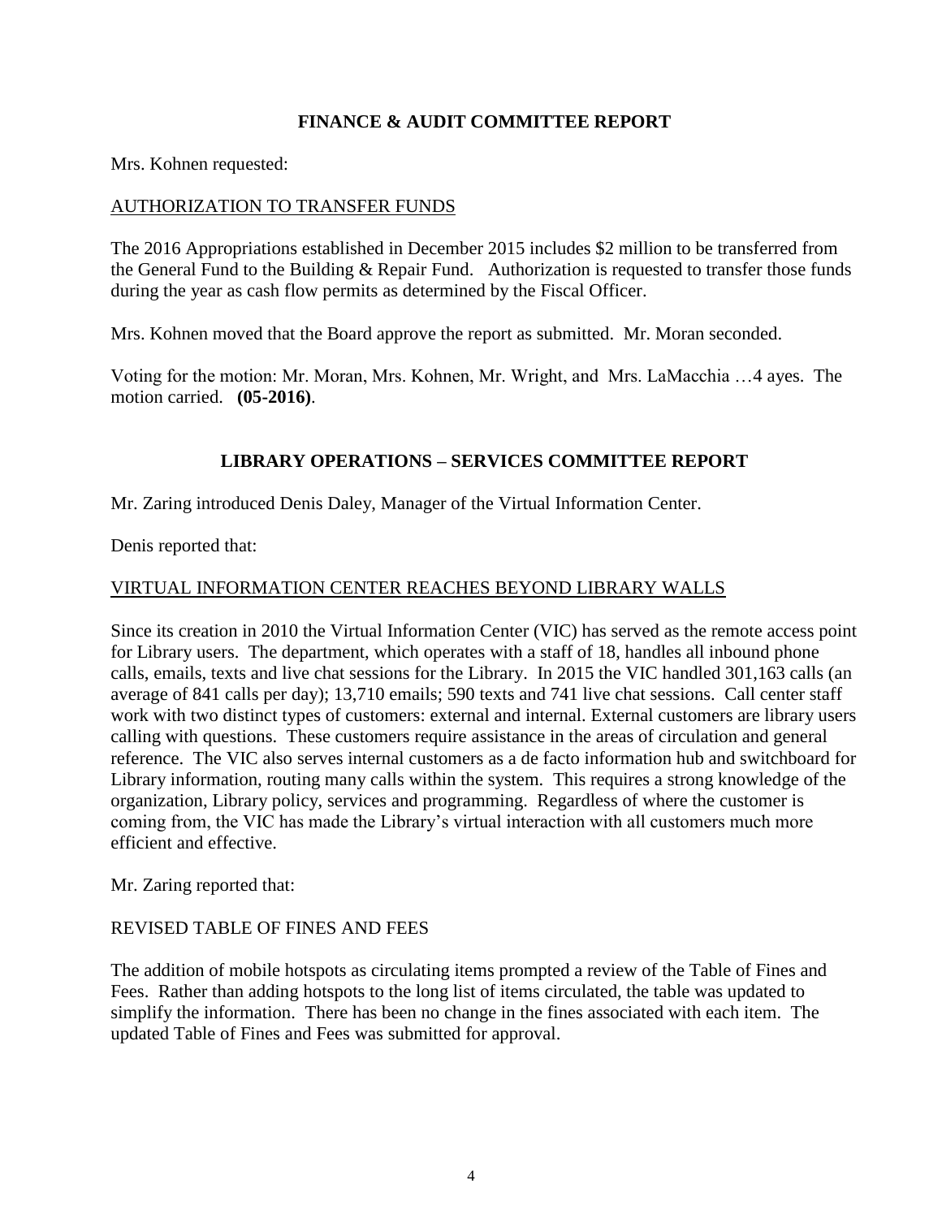## FINANCE & AUDIT COMMITTEE REPORT

Mrs. Kohnen requested:

<u>AUTHORIZATION TO TRANSFER FUNDS</u>

The 2016 Appropriations established in December 2015 includes $2 million to be transferred from the General Fund to the Building & Repair Fund. Authorization is requested to transfer those funds during the year as cash flow permits as determined by the Fiscal Officer.

Mrs. Kohnen moved that the Board approve the report as submitted. Mr. Moran seconded.

Voting for the motion: Mr. Moran, Mrs. Kohnen, Mr. Wright, and Mrs. LaMacchia …4 ayes. The motion carried. **(05-2016)**.

## LIBRARY OPERATIONS – SERVICES COMMITTEE REPORT

Mr. Zaring introduced Denis Daley, Manager of the Virtual Information Center.

Denis reported that:

<u>VIRTUAL INFORMATION CENTER REACHES BEYOND LIBRARY WALLS</u>

Since its creation in 2010 the Virtual Information Center (VIC) has served as the remote access point for Library users. The department, which operates with a staff of 18, handles all inbound phone calls, emails, texts and live chat sessions for the Library. In 2015 the VIC handled 301,163 calls (an average of 841 calls per day); 13,710 emails; 590 texts and 741 live chat sessions. Call center staff work with two distinct types of customers: external and internal. External customers are library users calling with questions. These customers require assistance in the areas of circulation and general reference. The VIC also serves internal customers as a de facto information hub and switchboard for Library information, routing many calls within the system. This requires a strong knowledge of the organization, Library policy, services and programming. Regardless of where the customer is coming from, the VIC has made the Library's virtual interaction with all customers much more efficient and effective.

Mr. Zaring reported that:

REVISED TABLE OF FINES AND FEES

The addition of mobile hotspots as circulating items prompted a review of the Table of Fines and Fees. Rather than adding hotspots to the long list of items circulated, the table was updated to simplify the information. There has been no change in the fines associated with each item. The updated Table of Fines and Fees was submitted for approval.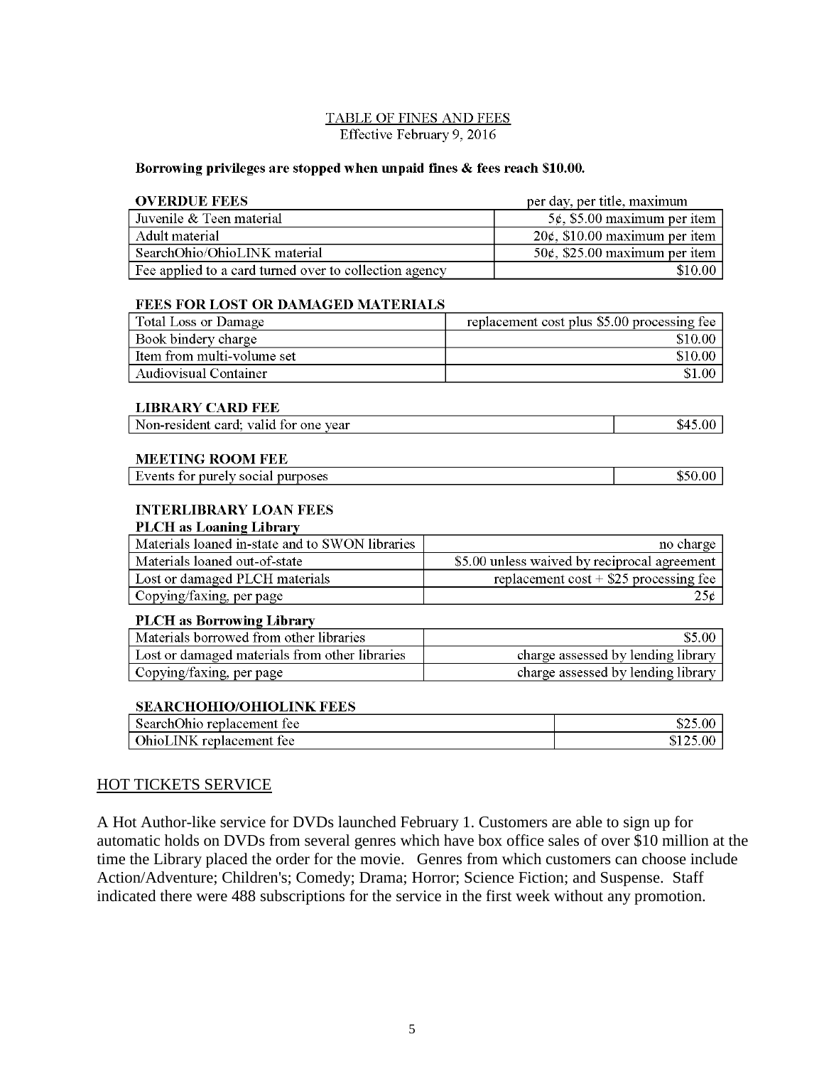## TABLE OF FINES AND FEES

Effective February 9, 2016

**Borrowing privileges are stopped when unpaid fines & fees reach $10.00.**

| **OVERDUE FEES** | per day, per title, maximum |
|---|---|
| Juvenile & Teen material | 5¢, $5.00 maximum per item |
| Adult material | 20¢, $10.00 maximum per item |
| SearchOhio/OhioLINK material | 50¢, $25.00 maximum per item |
| Fee applied to a card turned over to collection agency | $10.00 |

| **FEES FOR LOST OR DAMAGED MATERIALS** | |
|---|---|
| Total Loss or Damage | replacement cost plus $5.00 processing fee |
| Book bindery charge | $10.00 |
| Item from multi-volume set | $10.00 |
| Audiovisual Container | $1.00 |

| **LIBRARY CARD FEE** | |
|---|---|
| Non-resident card; valid for one year | $45.00 |

| **MEETING ROOM FEE** | |
|---|---|
| Events for purely social purposes | $50.00 |

**INTERLIBRARY LOAN FEES**

| **PLCH as Loaning Library** | |
|---|---|
| Materials loaned in-state and to SWON libraries | no charge |
| Materials loaned out-of-state | $5.00 unless waived by reciprocal agreement |
| Lost or damaged PLCH materials | replacement cost + $25 processing fee |
| Copying/faxing, per page | 25¢ |

| **PLCH as Borrowing Library** | |
|---|---|
| Materials borrowed from other libraries | $5.00 |
| Lost or damaged materials from other libraries | charge assessed by lending library |
| Copying/faxing, per page | charge assessed by lending library |

| **SEARCHOHIO/OHIOLINK FEES** | |
|---|---|
| SearchOhio replacement fee | $25.00 |
| OhioLINK replacement fee | $125.00 |

## HOT TICKETS SERVICE

A Hot Author-like service for DVDs launched February 1. Customers are able to sign up for automatic holds on DVDs from several genres which have box office sales of over $10 million at the time the Library placed the order for the movie. Genres from which customers can choose include Action/Adventure; Children's; Comedy; Drama; Horror; Science Fiction; and Suspense. Staff indicated there were 488 subscriptions for the service in the first week without any promotion.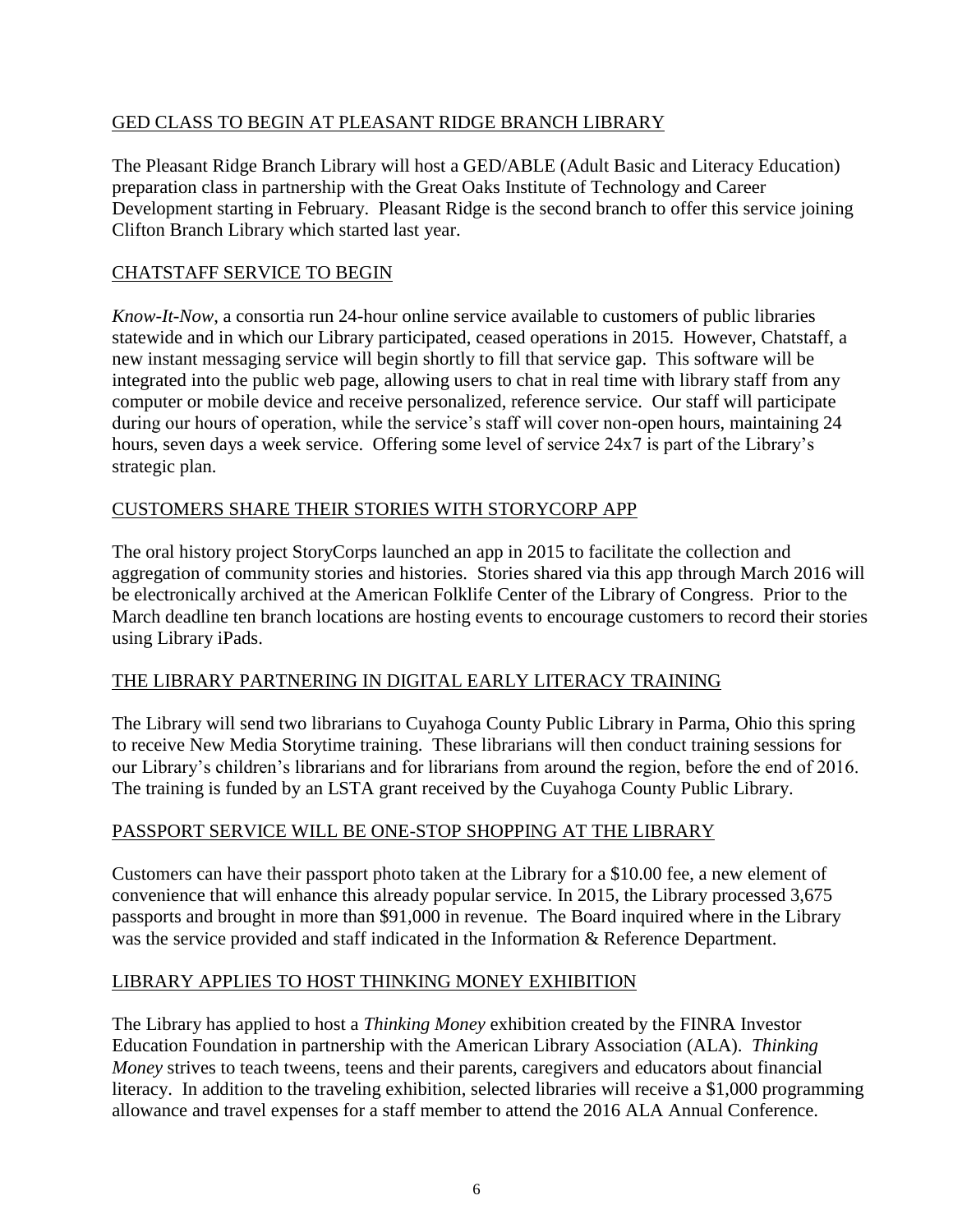## GED CLASS TO BEGIN AT PLEASANT RIDGE BRANCH LIBRARY

The Pleasant Ridge Branch Library will host a GED/ABLE (Adult Basic and Literacy Education) preparation class in partnership with the Great Oaks Institute of Technology and Career Development starting in February. Pleasant Ridge is the second branch to offer this service joining Clifton Branch Library which started last year.

## CHATSTAFF SERVICE TO BEGIN

*Know-It-Now*, a consortia run 24-hour online service available to customers of public libraries statewide and in which our Library participated, ceased operations in 2015. However, Chatstaff, a new instant messaging service will begin shortly to fill that service gap. This software will be integrated into the public web page, allowing users to chat in real time with library staff from any computer or mobile device and receive personalized, reference service. Our staff will participate during our hours of operation, while the service's staff will cover non-open hours, maintaining 24 hours, seven days a week service. Offering some level of service 24x7 is part of the Library's strategic plan.

## CUSTOMERS SHARE THEIR STORIES WITH STORYCORP APP

The oral history project StoryCorps launched an app in 2015 to facilitate the collection and aggregation of community stories and histories. Stories shared via this app through March 2016 will be electronically archived at the American Folklife Center of the Library of Congress. Prior to the March deadline ten branch locations are hosting events to encourage customers to record their stories using Library iPads.

## THE LIBRARY PARTNERING IN DIGITAL EARLY LITERACY TRAINING

The Library will send two librarians to Cuyahoga County Public Library in Parma, Ohio this spring to receive New Media Storytime training. These librarians will then conduct training sessions for our Library's children's librarians and for librarians from around the region, before the end of 2016. The training is funded by an LSTA grant received by the Cuyahoga County Public Library.

## PASSPORT SERVICE WILL BE ONE-STOP SHOPPING AT THE LIBRARY

Customers can have their passport photo taken at the Library for a $10.00 fee, a new element of convenience that will enhance this already popular service. In 2015, the Library processed 3,675 passports and brought in more than $91,000 in revenue. The Board inquired where in the Library was the service provided and staff indicated in the Information & Reference Department.

## LIBRARY APPLIES TO HOST THINKING MONEY EXHIBITION

The Library has applied to host a *Thinking Money* exhibition created by the FINRA Investor Education Foundation in partnership with the American Library Association (ALA). *Thinking Money* strives to teach tweens, teens and their parents, caregivers and educators about financial literacy. In addition to the traveling exhibition, selected libraries will receive a $1,000 programming allowance and travel expenses for a staff member to attend the 2016 ALA Annual Conference.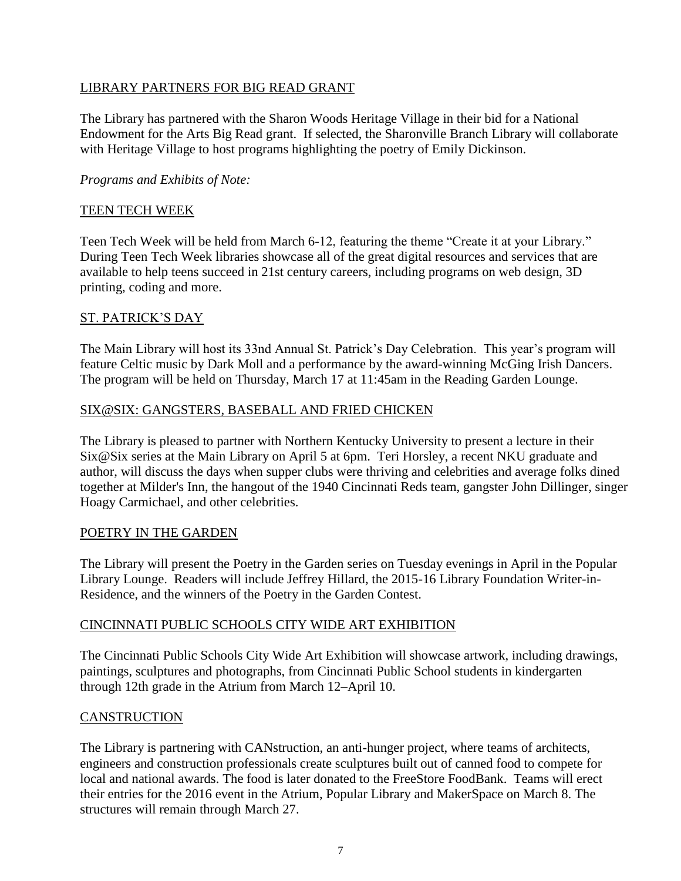## LIBRARY PARTNERS FOR BIG READ GRANT

The Library has partnered with the Sharon Woods Heritage Village in their bid for a National Endowment for the Arts Big Read grant. If selected, the Sharonville Branch Library will collaborate with Heritage Village to host programs highlighting the poetry of Emily Dickinson.

*Programs and Exhibits of Note:*

## TEEN TECH WEEK

Teen Tech Week will be held from March 6-12, featuring the theme "Create it at your Library." During Teen Tech Week libraries showcase all of the great digital resources and services that are available to help teens succeed in 21st century careers, including programs on web design, 3D printing, coding and more.

## ST. PATRICK'S DAY

The Main Library will host its 33nd Annual St. Patrick's Day Celebration. This year's program will feature Celtic music by Dark Moll and a performance by the award-winning McGing Irish Dancers. The program will be held on Thursday, March 17 at 11:45am in the Reading Garden Lounge.

## SIX@SIX: GANGSTERS, BASEBALL AND FRIED CHICKEN

The Library is pleased to partner with Northern Kentucky University to present a lecture in their Six@Six series at the Main Library on April 5 at 6pm. Teri Horsley, a recent NKU graduate and author, will discuss the days when supper clubs were thriving and celebrities and average folks dined together at Milder's Inn, the hangout of the 1940 Cincinnati Reds team, gangster John Dillinger, singer Hoagy Carmichael, and other celebrities.

## POETRY IN THE GARDEN

The Library will present the Poetry in the Garden series on Tuesday evenings in April in the Popular Library Lounge. Readers will include Jeffrey Hillard, the 2015-16 Library Foundation Writer-in-Residence, and the winners of the Poetry in the Garden Contest.

## CINCINNATI PUBLIC SCHOOLS CITY WIDE ART EXHIBITION

The Cincinnati Public Schools City Wide Art Exhibition will showcase artwork, including drawings, paintings, sculptures and photographs, from Cincinnati Public School students in kindergarten through 12th grade in the Atrium from March 12–April 10.

## CANSTRUCTION

The Library is partnering with CANstruction, an anti-hunger project, where teams of architects, engineers and construction professionals create sculptures built out of canned food to compete for local and national awards. The food is later donated to the FreeStore FoodBank. Teams will erect their entries for the 2016 event in the Atrium, Popular Library and MakerSpace on March 8. The structures will remain through March 27.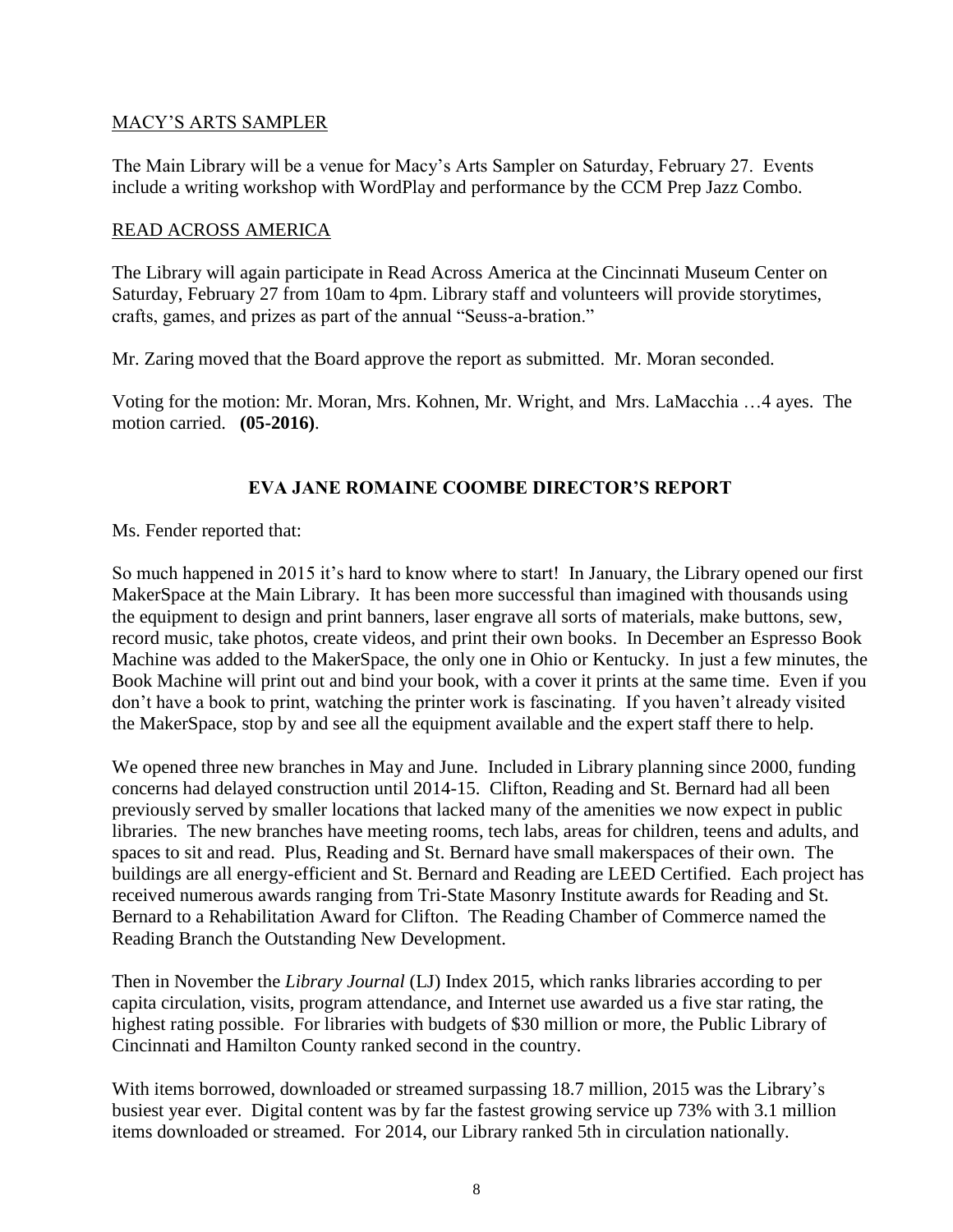<u>MACY'S ARTS SAMPLER</u>

The Main Library will be a venue for Macy's Arts Sampler on Saturday, February 27. Events include a writing workshop with WordPlay and performance by the CCM Prep Jazz Combo.

<u>READ ACROSS AMERICA</u>

The Library will again participate in Read Across America at the Cincinnati Museum Center on Saturday, February 27 from 10am to 4pm. Library staff and volunteers will provide storytimes, crafts, games, and prizes as part of the annual "Seuss-a-bration."

Mr. Zaring moved that the Board approve the report as submitted. Mr. Moran seconded.

Voting for the motion: Mr. Moran, Mrs. Kohnen, Mr. Wright, and Mrs. LaMacchia …4 ayes. The motion carried. **(05-2016)**.

## EVA JANE ROMAINE COOMBE DIRECTOR'S REPORT

Ms. Fender reported that:

So much happened in 2015 it's hard to know where to start! In January, the Library opened our first MakerSpace at the Main Library. It has been more successful than imagined with thousands using the equipment to design and print banners, laser engrave all sorts of materials, make buttons, sew, record music, take photos, create videos, and print their own books. In December an Espresso Book Machine was added to the MakerSpace, the only one in Ohio or Kentucky. In just a few minutes, the Book Machine will print out and bind your book, with a cover it prints at the same time. Even if you don't have a book to print, watching the printer work is fascinating. If you haven't already visited the MakerSpace, stop by and see all the equipment available and the expert staff there to help.

We opened three new branches in May and June. Included in Library planning since 2000, funding concerns had delayed construction until 2014-15. Clifton, Reading and St. Bernard had all been previously served by smaller locations that lacked many of the amenities we now expect in public libraries. The new branches have meeting rooms, tech labs, areas for children, teens and adults, and spaces to sit and read. Plus, Reading and St. Bernard have small makerspaces of their own. The buildings are all energy-efficient and St. Bernard and Reading are LEED Certified. Each project has received numerous awards ranging from Tri-State Masonry Institute awards for Reading and St. Bernard to a Rehabilitation Award for Clifton. The Reading Chamber of Commerce named the Reading Branch the Outstanding New Development.

Then in November the *Library Journal* (LJ) Index 2015, which ranks libraries according to per capita circulation, visits, program attendance, and Internet use awarded us a five star rating, the highest rating possible. For libraries with budgets of $30 million or more, the Public Library of Cincinnati and Hamilton County ranked second in the country.

With items borrowed, downloaded or streamed surpassing 18.7 million, 2015 was the Library's busiest year ever. Digital content was by far the fastest growing service up 73% with 3.1 million items downloaded or streamed. For 2014, our Library ranked 5th in circulation nationally.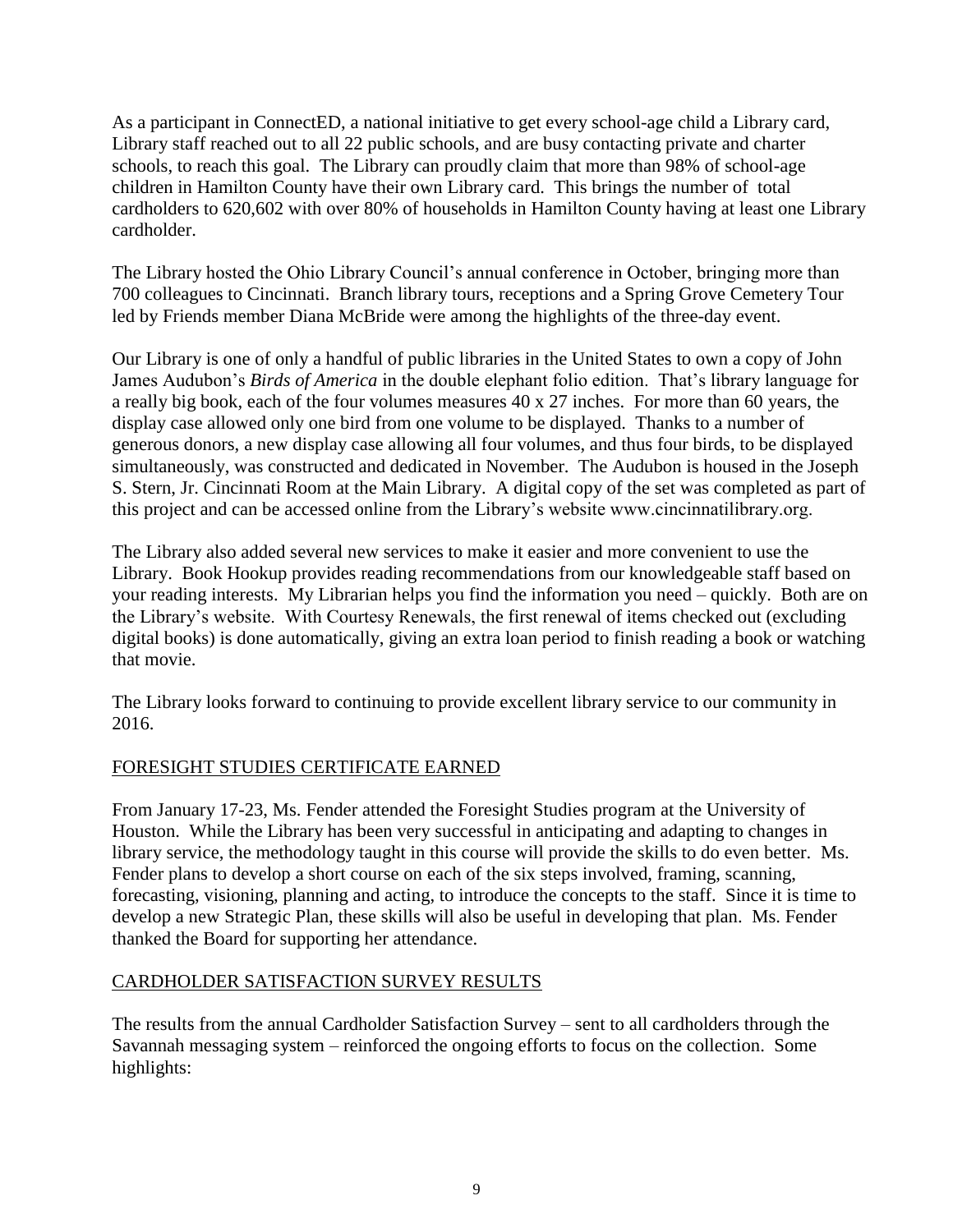As a participant in ConnectED, a national initiative to get every school-age child a Library card, Library staff reached out to all 22 public schools, and are busy contacting private and charter schools, to reach this goal. The Library can proudly claim that more than 98% of school-age children in Hamilton County have their own Library card. This brings the number of total cardholders to 620,602 with over 80% of households in Hamilton County having at least one Library cardholder.

The Library hosted the Ohio Library Council's annual conference in October, bringing more than 700 colleagues to Cincinnati. Branch library tours, receptions and a Spring Grove Cemetery Tour led by Friends member Diana McBride were among the highlights of the three-day event.

Our Library is one of only a handful of public libraries in the United States to own a copy of John James Audubon's *Birds of America* in the double elephant folio edition. That's library language for a really big book, each of the four volumes measures 40 x 27 inches. For more than 60 years, the display case allowed only one bird from one volume to be displayed. Thanks to a number of generous donors, a new display case allowing all four volumes, and thus four birds, to be displayed simultaneously, was constructed and dedicated in November. The Audubon is housed in the Joseph S. Stern, Jr. Cincinnati Room at the Main Library. A digital copy of the set was completed as part of this project and can be accessed online from the Library's website www.cincinnatilibrary.org.

The Library also added several new services to make it easier and more convenient to use the Library. Book Hookup provides reading recommendations from our knowledgeable staff based on your reading interests. My Librarian helps you find the information you need – quickly. Both are on the Library's website. With Courtesy Renewals, the first renewal of items checked out (excluding digital books) is done automatically, giving an extra loan period to finish reading a book or watching that movie.

The Library looks forward to continuing to provide excellent library service to our community in 2016.

## FORESIGHT STUDIES CERTIFICATE EARNED

From January 17-23, Ms. Fender attended the Foresight Studies program at the University of Houston. While the Library has been very successful in anticipating and adapting to changes in library service, the methodology taught in this course will provide the skills to do even better. Ms. Fender plans to develop a short course on each of the six steps involved, framing, scanning, forecasting, visioning, planning and acting, to introduce the concepts to the staff. Since it is time to develop a new Strategic Plan, these skills will also be useful in developing that plan. Ms. Fender thanked the Board for supporting her attendance.

## CARDHOLDER SATISFACTION SURVEY RESULTS

The results from the annual Cardholder Satisfaction Survey – sent to all cardholders through the Savannah messaging system – reinforced the ongoing efforts to focus on the collection. Some highlights: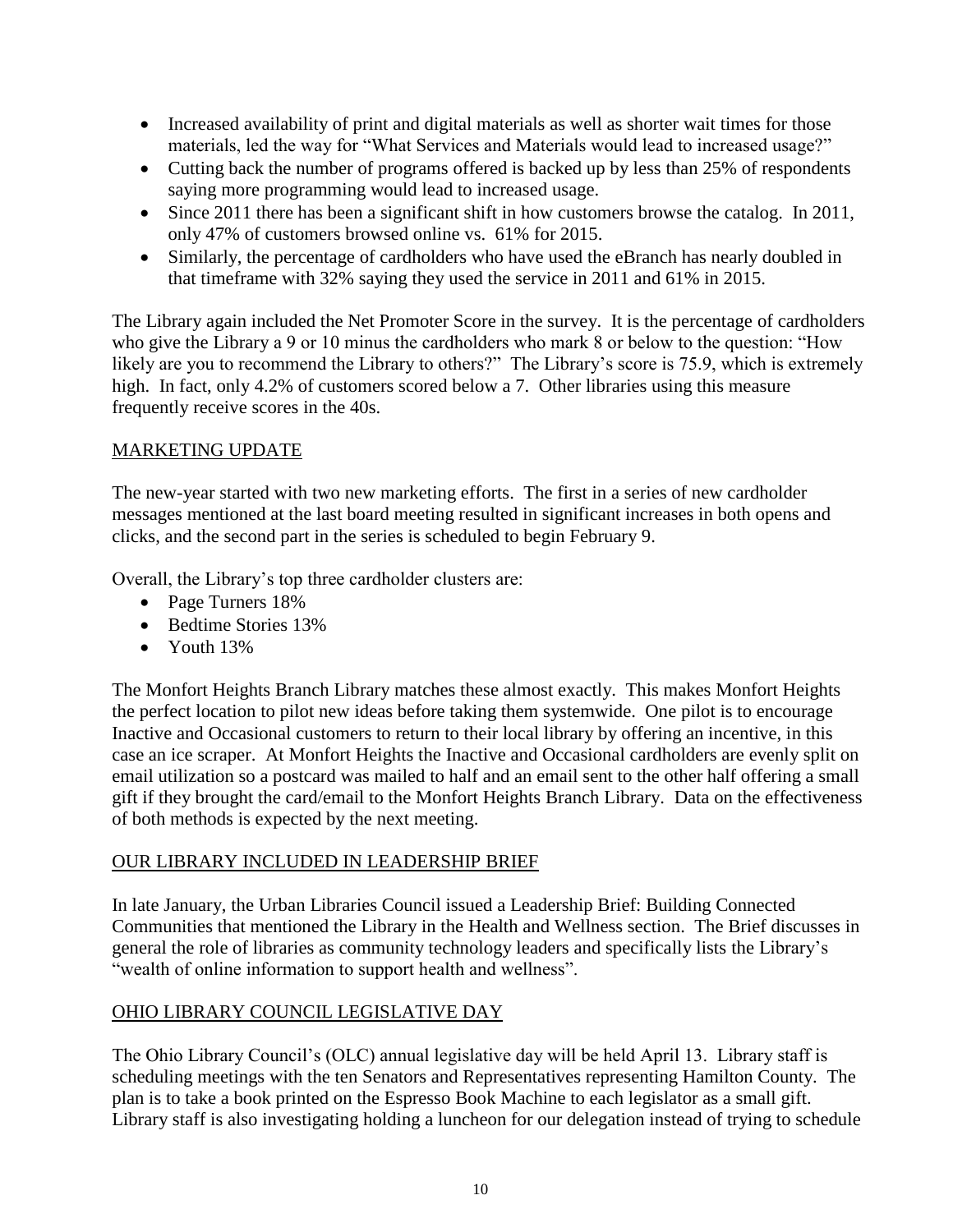- Increased availability of print and digital materials as well as shorter wait times for those materials, led the way for "What Services and Materials would lead to increased usage?"
- Cutting back the number of programs offered is backed up by less than 25% of respondents saying more programming would lead to increased usage.
- Since 2011 there has been a significant shift in how customers browse the catalog. In 2011, only 47% of customers browsed online vs. 61% for 2015.
- Similarly, the percentage of cardholders who have used the eBranch has nearly doubled in that timeframe with 32% saying they used the service in 2011 and 61% in 2015.

The Library again included the Net Promoter Score in the survey. It is the percentage of cardholders who give the Library a 9 or 10 minus the cardholders who mark 8 or below to the question: "How likely are you to recommend the Library to others?" The Library's score is 75.9, which is extremely high. In fact, only 4.2% of customers scored below a 7. Other libraries using this measure frequently receive scores in the 40s.

## MARKETING UPDATE

The new-year started with two new marketing efforts. The first in a series of new cardholder messages mentioned at the last board meeting resulted in significant increases in both opens and clicks, and the second part in the series is scheduled to begin February 9.

Overall, the Library's top three cardholder clusters are:

- Page Turners 18%
- Bedtime Stories 13%
- Youth 13%

The Monfort Heights Branch Library matches these almost exactly. This makes Monfort Heights the perfect location to pilot new ideas before taking them systemwide. One pilot is to encourage Inactive and Occasional customers to return to their local library by offering an incentive, in this case an ice scraper. At Monfort Heights the Inactive and Occasional cardholders are evenly split on email utilization so a postcard was mailed to half and an email sent to the other half offering a small gift if they brought the card/email to the Monfort Heights Branch Library. Data on the effectiveness of both methods is expected by the next meeting.

## OUR LIBRARY INCLUDED IN LEADERSHIP BRIEF

In late January, the Urban Libraries Council issued a Leadership Brief: Building Connected Communities that mentioned the Library in the Health and Wellness section. The Brief discusses in general the role of libraries as community technology leaders and specifically lists the Library's "wealth of online information to support health and wellness".

## OHIO LIBRARY COUNCIL LEGISLATIVE DAY

The Ohio Library Council's (OLC) annual legislative day will be held April 13. Library staff is scheduling meetings with the ten Senators and Representatives representing Hamilton County. The plan is to take a book printed on the Espresso Book Machine to each legislator as a small gift. Library staff is also investigating holding a luncheon for our delegation instead of trying to schedule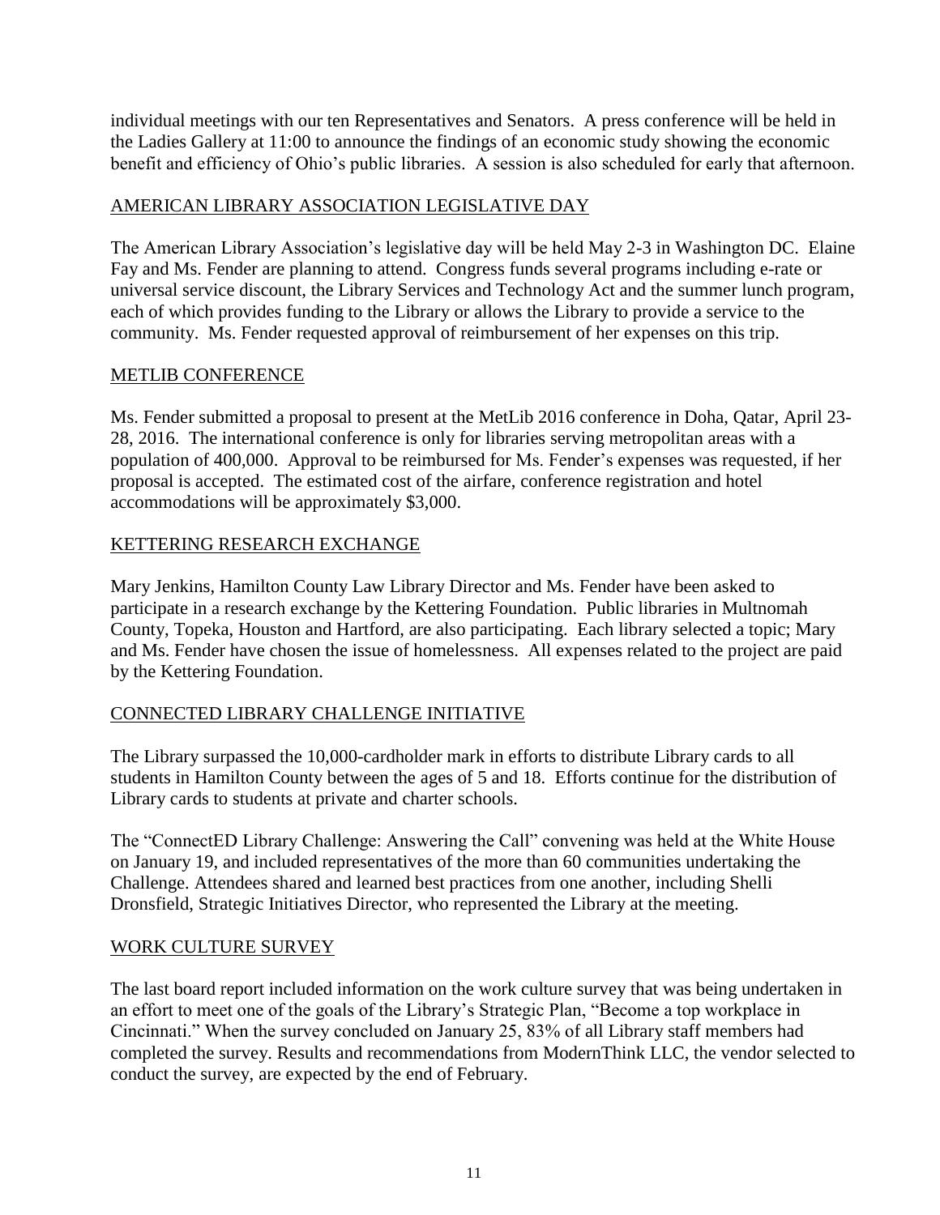individual meetings with our ten Representatives and Senators. A press conference will be held in the Ladies Gallery at 11:00 to announce the findings of an economic study showing the economic benefit and efficiency of Ohio's public libraries. A session is also scheduled for early that afternoon.

## AMERICAN LIBRARY ASSOCIATION LEGISLATIVE DAY

The American Library Association's legislative day will be held May 2-3 in Washington DC. Elaine Fay and Ms. Fender are planning to attend. Congress funds several programs including e-rate or universal service discount, the Library Services and Technology Act and the summer lunch program, each of which provides funding to the Library or allows the Library to provide a service to the community. Ms. Fender requested approval of reimbursement of her expenses on this trip.

## METLIB CONFERENCE

Ms. Fender submitted a proposal to present at the MetLib 2016 conference in Doha, Qatar, April 23-28, 2016. The international conference is only for libraries serving metropolitan areas with a population of 400,000. Approval to be reimbursed for Ms. Fender's expenses was requested, if her proposal is accepted. The estimated cost of the airfare, conference registration and hotel accommodations will be approximately $3,000.

## KETTERING RESEARCH EXCHANGE

Mary Jenkins, Hamilton County Law Library Director and Ms. Fender have been asked to participate in a research exchange by the Kettering Foundation. Public libraries in Multnomah County, Topeka, Houston and Hartford, are also participating. Each library selected a topic; Mary and Ms. Fender have chosen the issue of homelessness. All expenses related to the project are paid by the Kettering Foundation.

## CONNECTED LIBRARY CHALLENGE INITIATIVE

The Library surpassed the 10,000-cardholder mark in efforts to distribute Library cards to all students in Hamilton County between the ages of 5 and 18. Efforts continue for the distribution of Library cards to students at private and charter schools.

The "ConnectED Library Challenge: Answering the Call" convening was held at the White House on January 19, and included representatives of the more than 60 communities undertaking the Challenge. Attendees shared and learned best practices from one another, including Shelli Dronsfield, Strategic Initiatives Director, who represented the Library at the meeting.

## WORK CULTURE SURVEY

The last board report included information on the work culture survey that was being undertaken in an effort to meet one of the goals of the Library's Strategic Plan, "Become a top workplace in Cincinnati." When the survey concluded on January 25, 83% of all Library staff members had completed the survey. Results and recommendations from ModernThink LLC, the vendor selected to conduct the survey, are expected by the end of February.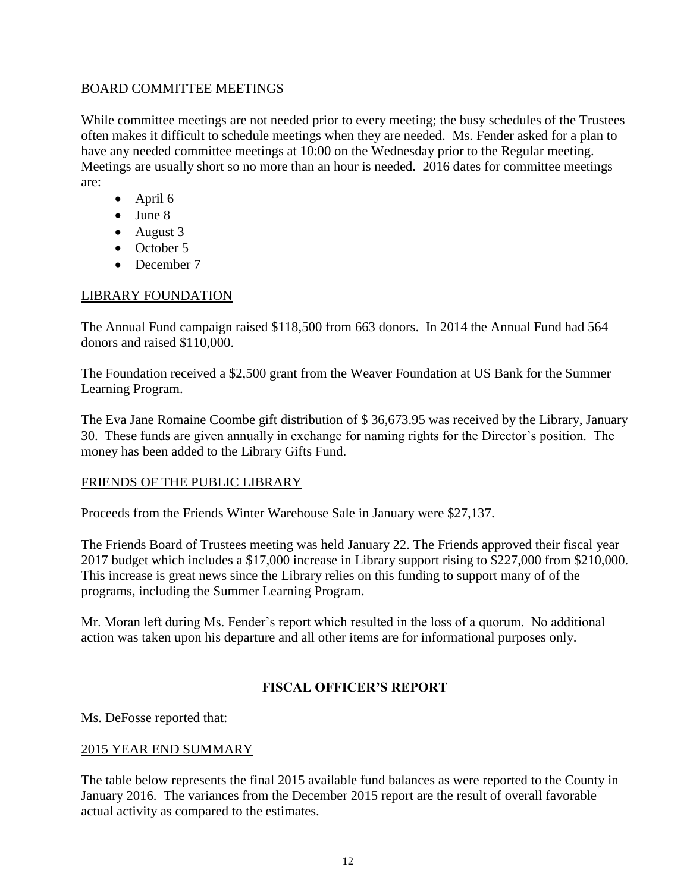BOARD COMMITTEE MEETINGS

While committee meetings are not needed prior to every meeting; the busy schedules of the Trustees often makes it difficult to schedule meetings when they are needed. Ms. Fender asked for a plan to have any needed committee meetings at 10:00 on the Wednesday prior to the Regular meeting. Meetings are usually short so no more than an hour is needed. 2016 dates for committee meetings are:

- April 6
- June 8
- August 3
- October 5
- December 7

LIBRARY FOUNDATION

The Annual Fund campaign raised $118,500 from 663 donors. In 2014 the Annual Fund had 564 donors and raised $110,000.

The Foundation received a $2,500 grant from the Weaver Foundation at US Bank for the Summer Learning Program.

The Eva Jane Romaine Coombe gift distribution of $ 36,673.95 was received by the Library, January 30. These funds are given annually in exchange for naming rights for the Director's position. The money has been added to the Library Gifts Fund.

FRIENDS OF THE PUBLIC LIBRARY

Proceeds from the Friends Winter Warehouse Sale in January were $27,137.

The Friends Board of Trustees meeting was held January 22. The Friends approved their fiscal year 2017 budget which includes a $17,000 increase in Library support rising to $227,000 from $210,000. This increase is great news since the Library relies on this funding to support many of of the programs, including the Summer Learning Program.

Mr. Moran left during Ms. Fender's report which resulted in the loss of a quorum. No additional action was taken upon his departure and all other items are for informational purposes only.

## FISCAL OFFICER'S REPORT

Ms. DeFosse reported that:

2015 YEAR END SUMMARY

The table below represents the final 2015 available fund balances as were reported to the County in January 2016. The variances from the December 2015 report are the result of overall favorable actual activity as compared to the estimates.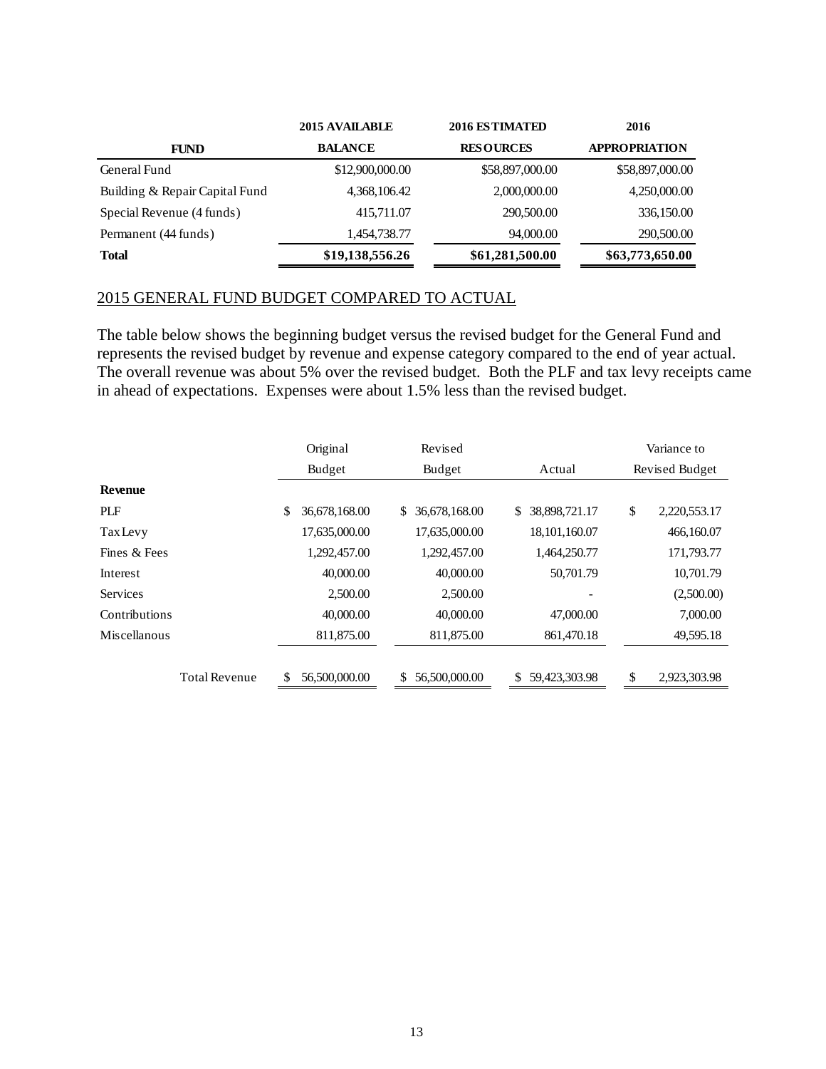| FUND | 2015 AVAILABLE BALANCE | 2016 ESTIMATED RESOURCES | 2016 APPROPRIATION |
|---|---|---|---|
| General Fund | $12,900,000.00 | $58,897,000.00 | $58,897,000.00 |
| Building & Repair Capital Fund | 4,368,106.42 | 2,000,000.00 | 4,250,000.00 |
| Special Revenue (4 funds) | 415,711.07 | 290,500.00 | 336,150.00 |
| Permanent (44 funds) | 1,454,738.77 | 94,000.00 | 290,500.00 |
| **Total** | **$19,138,556.26** | **$61,281,500.00** | **$63,773,650.00** |

## 2015 GENERAL FUND BUDGET COMPARED TO ACTUAL

The table below shows the beginning budget versus the revised budget for the General Fund and represents the revised budget by revenue and expense category compared to the end of year actual. The overall revenue was about 5% over the revised budget. Both the PLF and tax levy receipts came in ahead of expectations. Expenses were about 1.5% less than the revised budget.

| | Original Budget | Revised Budget | Actual | Variance to Revised Budget |
|---|---|---|---|---|
| **Revenue** | | | | |
| PLF | $ 36,678,168.00 | $ 36,678,168.00 | $ 38,898,721.17 | $ 2,220,553.17 |
| Tax Levy | 17,635,000.00 | 17,635,000.00 | 18,101,160.07 | 466,160.07 |
| Fines & Fees | 1,292,457.00 | 1,292,457.00 | 1,464,250.77 | 171,793.77 |
| Interest | 40,000.00 | 40,000.00 | 50,701.79 | 10,701.79 |
| Services | 2,500.00 | 2,500.00 | - | (2,500.00) |
| Contributions | 40,000.00 | 40,000.00 | 47,000.00 | 7,000.00 |
| Miscellanous | 811,875.00 | 811,875.00 | 861,470.18 | 49,595.18 |
| Total Revenue | $ 56,500,000.00 | $ 56,500,000.00 | $ 59,423,303.98 | $ 2,923,303.98 |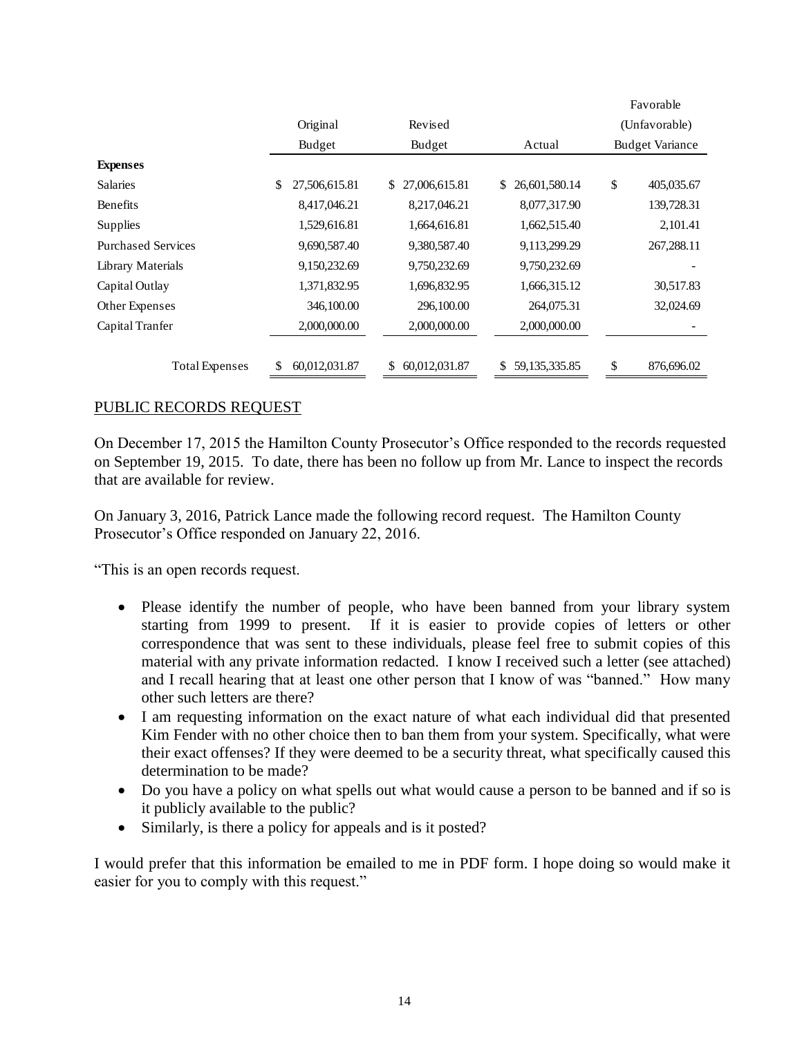| | Original Budget | Revised Budget | Actual | Favorable (Unfavorable) Budget Variance |
|---|---|---|---|---|
| **Expenses** | | | | |
| Salaries | $ 27,506,615.81 | $ 27,006,615.81 | $ 26,601,580.14 | $ 405,035.67 |
| Benefits | 8,417,046.21 | 8,217,046.21 | 8,077,317.90 | 139,728.31 |
| Supplies | 1,529,616.81 | 1,664,616.81 | 1,662,515.40 | 2,101.41 |
| Purchased Services | 9,690,587.40 | 9,380,587.40 | 9,113,299.29 | 267,288.11 |
| Library Materials | 9,150,232.69 | 9,750,232.69 | 9,750,232.69 | - |
| Capital Outlay | 1,371,832.95 | 1,696,832.95 | 1,666,315.12 | 30,517.83 |
| Other Expenses | 346,100.00 | 296,100.00 | 264,075.31 | 32,024.69 |
| Capital Tranfer | 2,000,000.00 | 2,000,000.00 | 2,000,000.00 | - |
| Total Expenses | $ 60,012,031.87 | $ 60,012,031.87 | $ 59,135,335.85 | $ 876,696.02 |

## PUBLIC RECORDS REQUEST

On December 17, 2015 the Hamilton County Prosecutor's Office responded to the records requested on September 19, 2015. To date, there has been no follow up from Mr. Lance to inspect the records that are available for review.

On January 3, 2016, Patrick Lance made the following record request. The Hamilton County Prosecutor's Office responded on January 22, 2016.

"This is an open records request.

- Please identify the number of people, who have been banned from your library system starting from 1999 to present. If it is easier to provide copies of letters or other correspondence that was sent to these individuals, please feel free to submit copies of this material with any private information redacted. I know I received such a letter (see attached) and I recall hearing that at least one other person that I know of was "banned." How many other such letters are there?
- I am requesting information on the exact nature of what each individual did that presented Kim Fender with no other choice then to ban them from your system. Specifically, what were their exact offenses? If they were deemed to be a security threat, what specifically caused this determination to be made?
- Do you have a policy on what spells out what would cause a person to be banned and if so is it publicly available to the public?
- Similarly, is there a policy for appeals and is it posted?

I would prefer that this information be emailed to me in PDF form. I hope doing so would make it easier for you to comply with this request."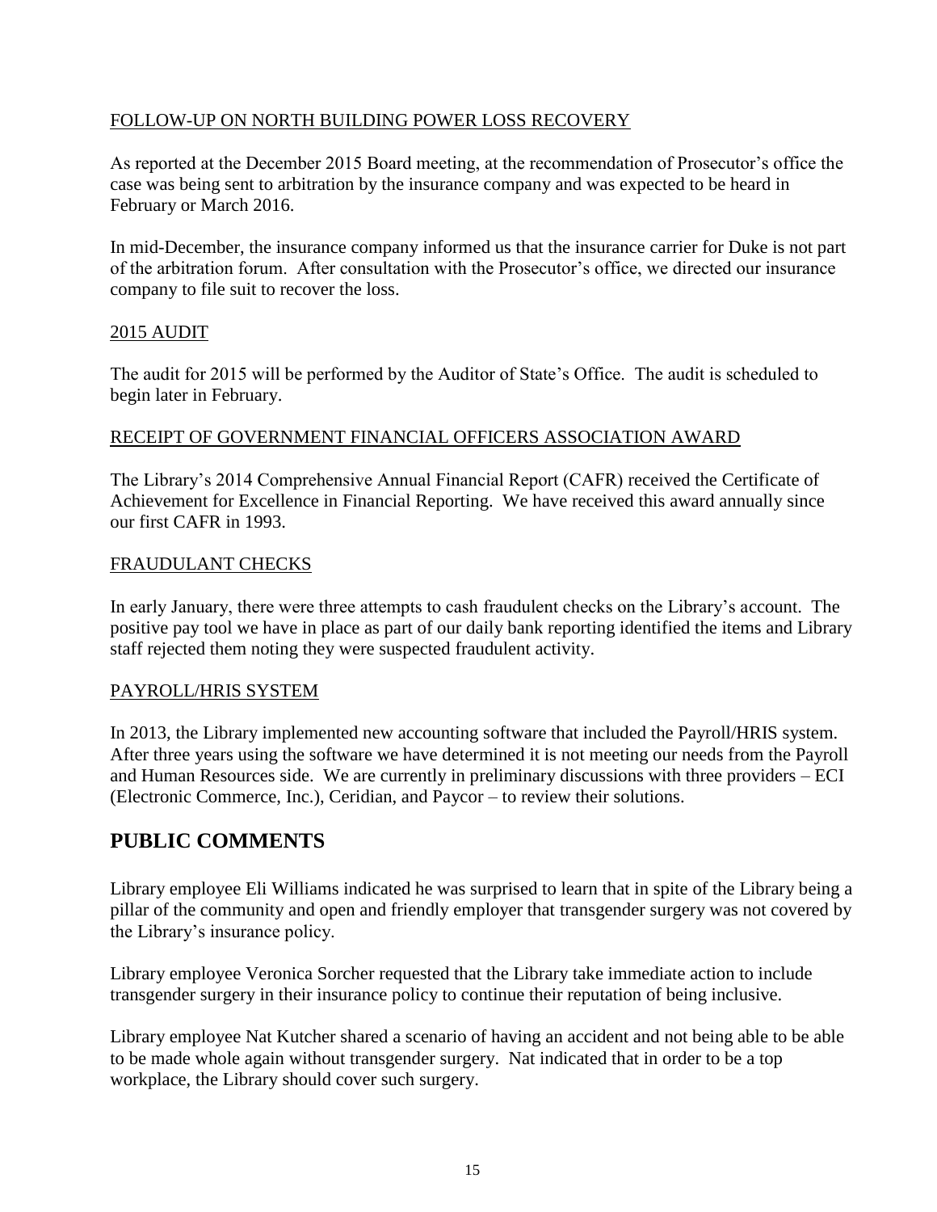FOLLOW-UP ON NORTH BUILDING POWER LOSS RECOVERY

As reported at the December 2015 Board meeting, at the recommendation of Prosecutor's office the case was being sent to arbitration by the insurance company and was expected to be heard in February or March 2016.

In mid-December, the insurance company informed us that the insurance carrier for Duke is not part of the arbitration forum. After consultation with the Prosecutor's office, we directed our insurance company to file suit to recover the loss.

2015 AUDIT

The audit for 2015 will be performed by the Auditor of State's Office. The audit is scheduled to begin later in February.

RECEIPT OF GOVERNMENT FINANCIAL OFFICERS ASSOCIATION AWARD

The Library's 2014 Comprehensive Annual Financial Report (CAFR) received the Certificate of Achievement for Excellence in Financial Reporting. We have received this award annually since our first CAFR in 1993.

FRAUDULANT CHECKS

In early January, there were three attempts to cash fraudulent checks on the Library's account. The positive pay tool we have in place as part of our daily bank reporting identified the items and Library staff rejected them noting they were suspected fraudulent activity.

PAYROLL/HRIS SYSTEM

In 2013, the Library implemented new accounting software that included the Payroll/HRIS system. After three years using the software we have determined it is not meeting our needs from the Payroll and Human Resources side. We are currently in preliminary discussions with three providers – ECI (Electronic Commerce, Inc.), Ceridian, and Paycor – to review their solutions.

## PUBLIC COMMENTS

Library employee Eli Williams indicated he was surprised to learn that in spite of the Library being a pillar of the community and open and friendly employer that transgender surgery was not covered by the Library's insurance policy.

Library employee Veronica Sorcher requested that the Library take immediate action to include transgender surgery in their insurance policy to continue their reputation of being inclusive.

Library employee Nat Kutcher shared a scenario of having an accident and not being able to be able to be made whole again without transgender surgery. Nat indicated that in order to be a top workplace, the Library should cover such surgery.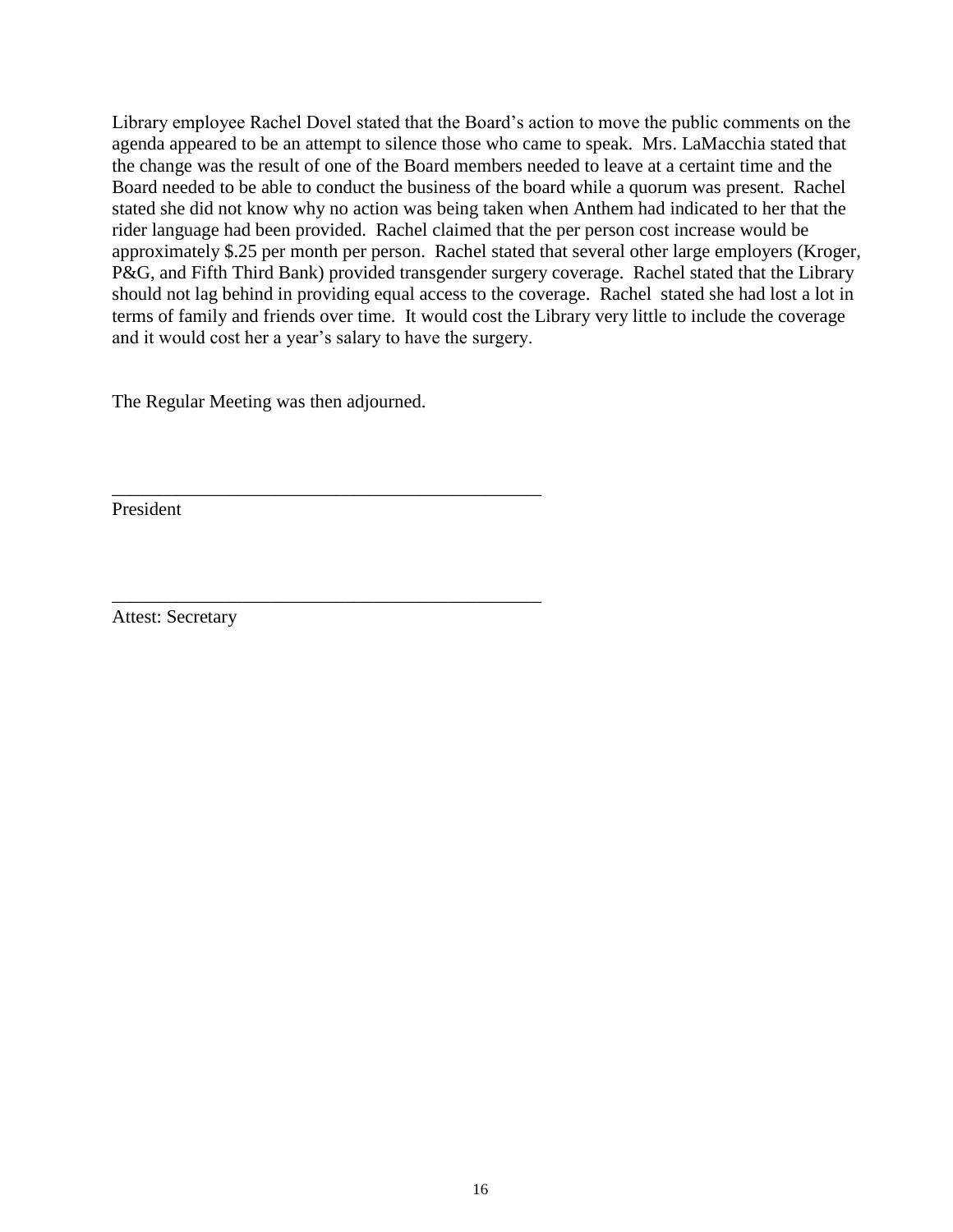Library employee Rachel Dovel stated that the Board's action to move the public comments on the agenda appeared to be an attempt to silence those who came to speak. Mrs. LaMacchia stated that the change was the result of one of the Board members needed to leave at a certaint time and the Board needed to be able to conduct the business of the board while a quorum was present. Rachel stated she did not know why no action was being taken when Anthem had indicated to her that the rider language had been provided. Rachel claimed that the per person cost increase would be approximately $.25 per month per person. Rachel stated that several other large employers (Kroger, P&G, and Fifth Third Bank) provided transgender surgery coverage. Rachel stated that the Library should not lag behind in providing equal access to the coverage. Rachel stated she had lost a lot in terms of family and friends over time. It would cost the Library very little to include the coverage and it would cost her a year's salary to have the surgery.

The Regular Meeting was then adjourned.

_______________________________________________
President

_______________________________________________
Attest: Secretary